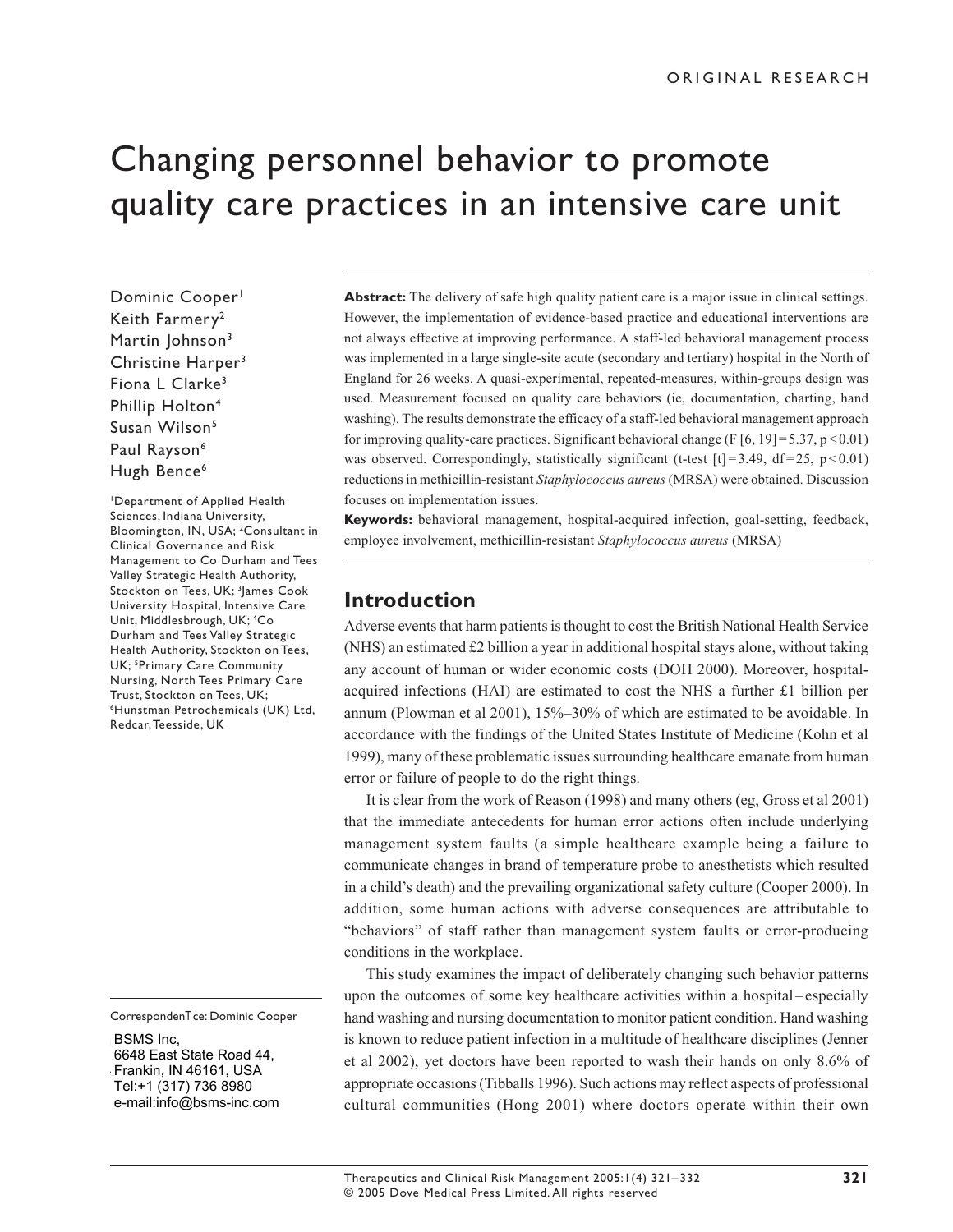ORIGINAL RESEARCH

# Changing personnel behavior to promote quality care practices in an intensive care unit

Dominic Cooper[1]
Keith Farmery[2]
Martin Johnson[3]
Christine Harper[3]
Fiona L Clarke[3]
Phillip Holton[4]
Susan Wilson[5]
Paul Rayson[6]
Hugh Bence[6]

[1]Department of Applied Health Sciences, Indiana University, Bloomington, IN, USA; [2]Consultant in Clinical Governance and Risk Management to Co Durham and Tees Valley Strategic Health Authority, Stockton on Tees, UK; [3]James Cook University Hospital, Intensive Care Unit, Middlesbrough, UK; [4]Co Durham and Tees Valley Strategic Health Authority, Stockton on Tees, UK; [5]Primary Care Community Nursing, North Tees Primary Care Trust, Stockton on Tees, UK; [6]Hunstman Petrochemicals (UK) Ltd, Redcar, Teesside, UK

CorrespondenTce: Dominic Cooper
BSMS Inc,
6648 East State Road 44,
Frankin, IN 46161, USA
Tel:+1 (317) 736 8980
e-mail:info@bsms-inc.com

**Abstract:** The delivery of safe high quality patient care is a major issue in clinical settings. However, the implementation of evidence-based practice and educational interventions are not always effective at improving performance. A staff-led behavioral management process was implemented in a large single-site acute (secondary and tertiary) hospital in the North of England for 26 weeks. A quasi-experimental, repeated-measures, within-groups design was used. Measurement focused on quality care behaviors (ie, documentation, charting, hand washing). The results demonstrate the efficacy of a staff-led behavioral management approach for improving quality-care practices. Significant behavioral change ($F$ [6, 19] = 5.37, $p < 0.01$) was observed. Correspondingly, statistically significant (t-test [t] = 3.49, df = 25, $p < 0.01$) reductions in methicillin-resistant *Staphylococcus aureus* (MRSA) were obtained. Discussion focuses on implementation issues.

**Keywords:** behavioral management, hospital-acquired infection, goal-setting, feedback, employee involvement, methicillin-resistant *Staphylococcus aureus* (MRSA)

## Introduction

Adverse events that harm patients is thought to cost the British National Health Service (NHS) an estimated £2 billion a year in additional hospital stays alone, without taking any account of human or wider economic costs (DOH 2000). Moreover, hospital-acquired infections (HAI) are estimated to cost the NHS a further £1 billion per annum (Plowman et al 2001), 15%–30% of which are estimated to be avoidable. In accordance with the findings of the United States Institute of Medicine (Kohn et al 1999), many of these problematic issues surrounding healthcare emanate from human error or failure of people to do the right things.

It is clear from the work of Reason (1998) and many others (eg, Gross et al 2001) that the immediate antecedents for human error actions often include underlying management system faults (a simple healthcare example being a failure to communicate changes in brand of temperature probe to anesthetists which resulted in a child's death) and the prevailing organizational safety culture (Cooper 2000). In addition, some human actions with adverse consequences are attributable to "behaviors" of staff rather than management system faults or error-producing conditions in the workplace.

This study examines the impact of deliberately changing such behavior patterns upon the outcomes of some key healthcare activities within a hospital – especially hand washing and nursing documentation to monitor patient condition. Hand washing is known to reduce patient infection in a multitude of healthcare disciplines (Jenner et al 2002), yet doctors have been reported to wash their hands on only 8.6% of appropriate occasions (Tibballs 1996). Such actions may reflect aspects of professional cultural communities (Hong 2001) where doctors operate within their own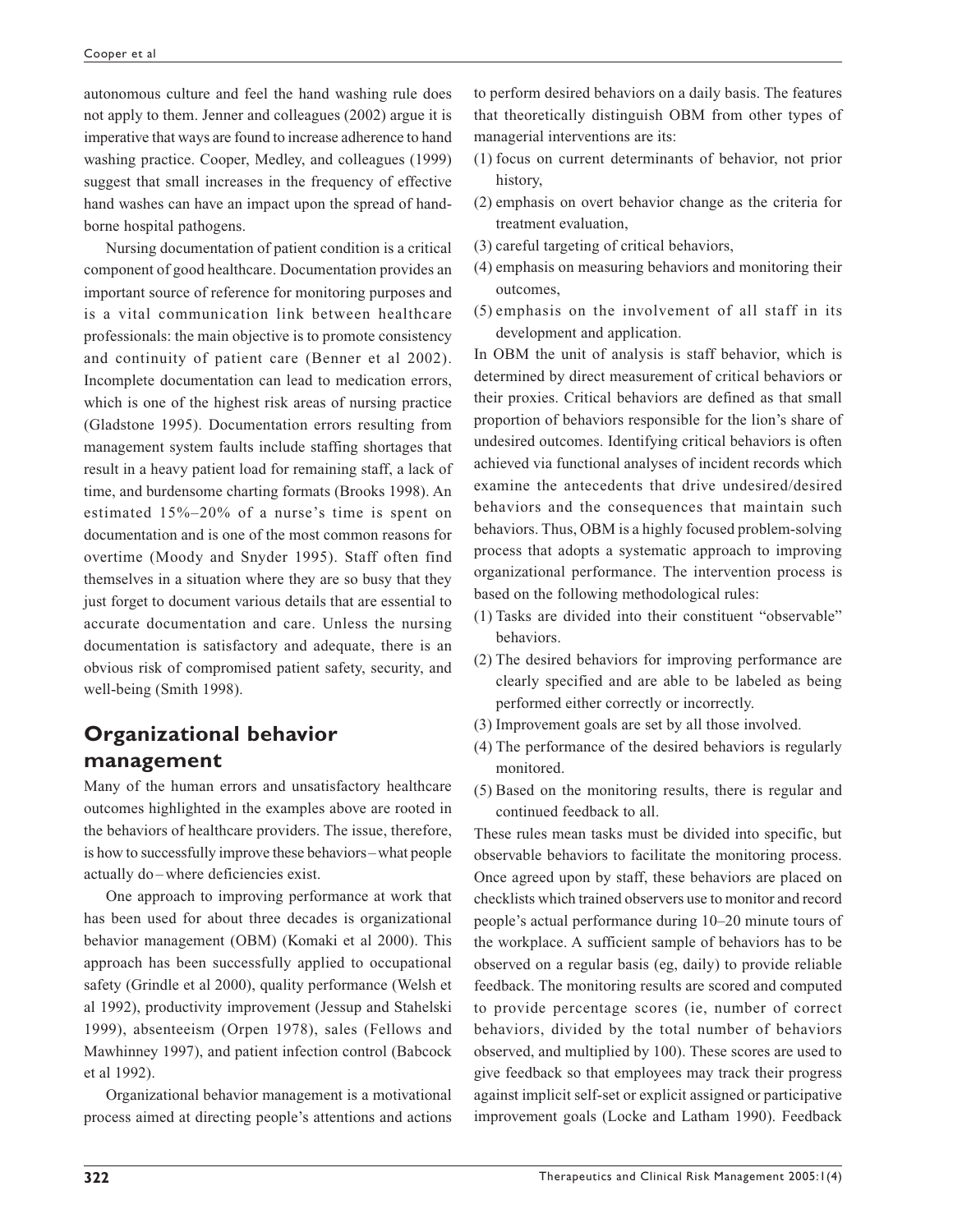autonomous culture and feel the hand washing rule does not apply to them. Jenner and colleagues (2002) argue it is imperative that ways are found to increase adherence to hand washing practice. Cooper, Medley, and colleagues (1999) suggest that small increases in the frequency of effective hand washes can have an impact upon the spread of hand-borne hospital pathogens.

Nursing documentation of patient condition is a critical component of good healthcare. Documentation provides an important source of reference for monitoring purposes and is a vital communication link between healthcare professionals: the main objective is to promote consistency and continuity of patient care (Benner et al 2002). Incomplete documentation can lead to medication errors, which is one of the highest risk areas of nursing practice (Gladstone 1995). Documentation errors resulting from management system faults include staffing shortages that result in a heavy patient load for remaining staff, a lack of time, and burdensome charting formats (Brooks 1998). An estimated 15%–20% of a nurse's time is spent on documentation and is one of the most common reasons for overtime (Moody and Snyder 1995). Staff often find themselves in a situation where they are so busy that they just forget to document various details that are essential to accurate documentation and care. Unless the nursing documentation is satisfactory and adequate, there is an obvious risk of compromised patient safety, security, and well-being (Smith 1998).

## Organizational behavior management

Many of the human errors and unsatisfactory healthcare outcomes highlighted in the examples above are rooted in the behaviors of healthcare providers. The issue, therefore, is how to successfully improve these behaviors – what people actually do – where deficiencies exist.

One approach to improving performance at work that has been used for about three decades is organizational behavior management (OBM) (Komaki et al 2000). This approach has been successfully applied to occupational safety (Grindle et al 2000), quality performance (Welsh et al 1992), productivity improvement (Jessup and Stahelski 1999), absenteeism (Orpen 1978), sales (Fellows and Mawhinney 1997), and patient infection control (Babcock et al 1992).

Organizational behavior management is a motivational process aimed at directing people's attentions and actions to perform desired behaviors on a daily basis. The features that theoretically distinguish OBM from other types of managerial interventions are its:

(1) focus on current determinants of behavior, not prior history,
(2) emphasis on overt behavior change as the criteria for treatment evaluation,
(3) careful targeting of critical behaviors,
(4) emphasis on measuring behaviors and monitoring their outcomes,
(5) emphasis on the involvement of all staff in its development and application.

In OBM the unit of analysis is staff behavior, which is determined by direct measurement of critical behaviors or their proxies. Critical behaviors are defined as that small proportion of behaviors responsible for the lion's share of undesired outcomes. Identifying critical behaviors is often achieved via functional analyses of incident records which examine the antecedents that drive undesired/desired behaviors and the consequences that maintain such behaviors. Thus, OBM is a highly focused problem-solving process that adopts a systematic approach to improving organizational performance. The intervention process is based on the following methodological rules:

(1) Tasks are divided into their constituent "observable" behaviors.
(2) The desired behaviors for improving performance are clearly specified and are able to be labeled as being performed either correctly or incorrectly.
(3) Improvement goals are set by all those involved.
(4) The performance of the desired behaviors is regularly monitored.
(5) Based on the monitoring results, there is regular and continued feedback to all.

These rules mean tasks must be divided into specific, but observable behaviors to facilitate the monitoring process. Once agreed upon by staff, these behaviors are placed on checklists which trained observers use to monitor and record people's actual performance during 10–20 minute tours of the workplace. A sufficient sample of behaviors has to be observed on a regular basis (eg, daily) to provide reliable feedback. The monitoring results are scored and computed to provide percentage scores (ie, number of correct behaviors, divided by the total number of behaviors observed, and multiplied by 100). These scores are used to give feedback so that employees may track their progress against implicit self-set or explicit assigned or participative improvement goals (Locke and Latham 1990). Feedback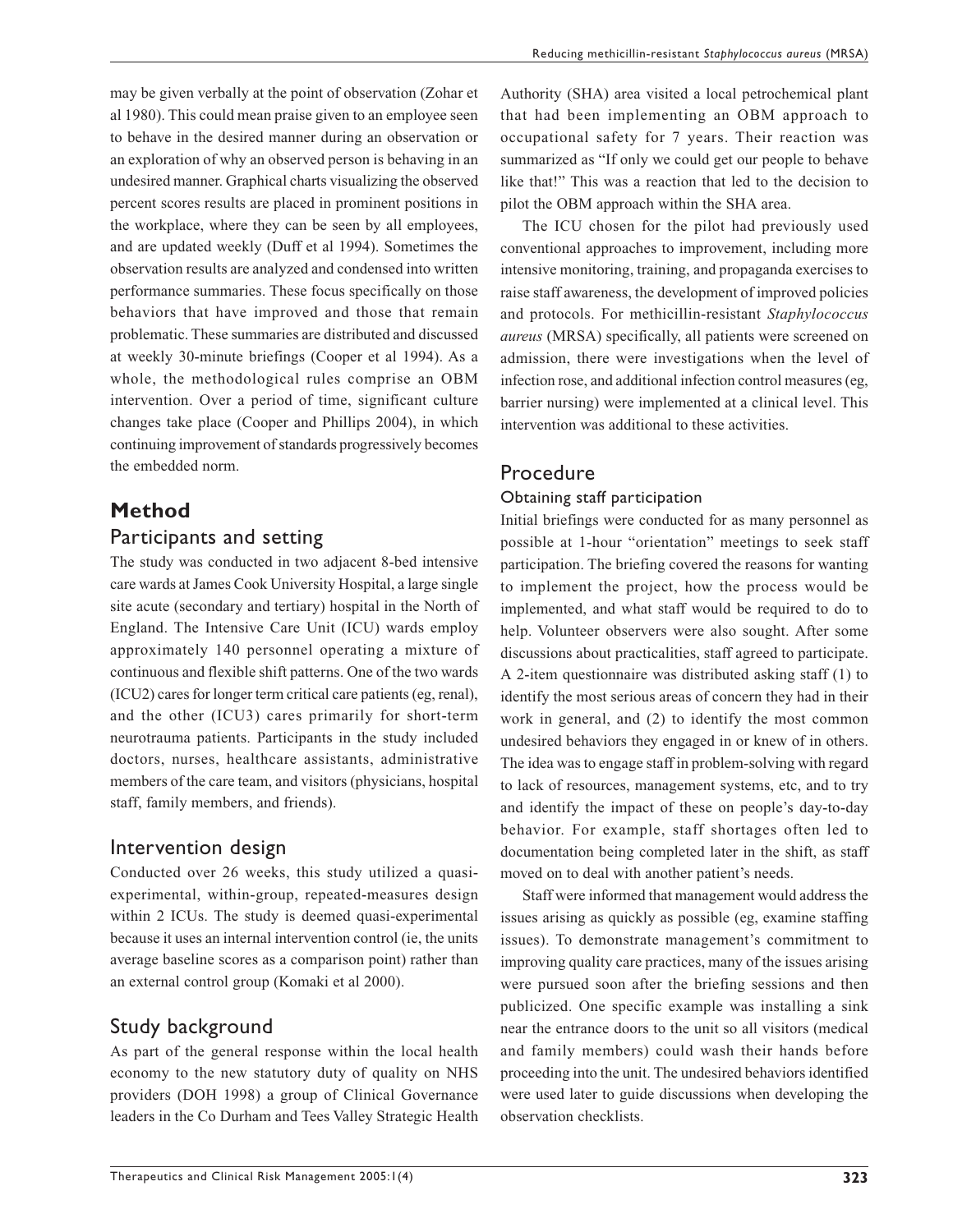may be given verbally at the point of observation (Zohar et al 1980). This could mean praise given to an employee seen to behave in the desired manner during an observation or an exploration of why an observed person is behaving in an undesired manner. Graphical charts visualizing the observed percent scores results are placed in prominent positions in the workplace, where they can be seen by all employees, and are updated weekly (Duff et al 1994). Sometimes the observation results are analyzed and condensed into written performance summaries. These focus specifically on those behaviors that have improved and those that remain problematic. These summaries are distributed and discussed at weekly 30-minute briefings (Cooper et al 1994). As a whole, the methodological rules comprise an OBM intervention. Over a period of time, significant culture changes take place (Cooper and Phillips 2004), in which continuing improvement of standards progressively becomes the embedded norm.

# Method

## Participants and setting

The study was conducted in two adjacent 8-bed intensive care wards at James Cook University Hospital, a large single site acute (secondary and tertiary) hospital in the North of England. The Intensive Care Unit (ICU) wards employ approximately 140 personnel operating a mixture of continuous and flexible shift patterns. One of the two wards (ICU2) cares for longer term critical care patients (eg, renal), and the other (ICU3) cares primarily for short-term neurotrauma patients. Participants in the study included doctors, nurses, healthcare assistants, administrative members of the care team, and visitors (physicians, hospital staff, family members, and friends).

## Intervention design

Conducted over 26 weeks, this study utilized a quasi-experimental, within-group, repeated-measures design within 2 ICUs. The study is deemed quasi-experimental because it uses an internal intervention control (ie, the units average baseline scores as a comparison point) rather than an external control group (Komaki et al 2000).

## Study background

As part of the general response within the local health economy to the new statutory duty of quality on NHS providers (DOH 1998) a group of Clinical Governance leaders in the Co Durham and Tees Valley Strategic Health Authority (SHA) area visited a local petrochemical plant that had been implementing an OBM approach to occupational safety for 7 years. Their reaction was summarized as "If only we could get our people to behave like that!" This was a reaction that led to the decision to pilot the OBM approach within the SHA area.

The ICU chosen for the pilot had previously used conventional approaches to improvement, including more intensive monitoring, training, and propaganda exercises to raise staff awareness, the development of improved policies and protocols. For methicillin-resistant *Staphylococcus aureus* (MRSA) specifically, all patients were screened on admission, there were investigations when the level of infection rose, and additional infection control measures (eg, barrier nursing) were implemented at a clinical level. This intervention was additional to these activities.

## Procedure

### Obtaining staff participation

Initial briefings were conducted for as many personnel as possible at 1-hour "orientation" meetings to seek staff participation. The briefing covered the reasons for wanting to implement the project, how the process would be implemented, and what staff would be required to do to help. Volunteer observers were also sought. After some discussions about practicalities, staff agreed to participate. A 2-item questionnaire was distributed asking staff (1) to identify the most serious areas of concern they had in their work in general, and (2) to identify the most common undesired behaviors they engaged in or knew of in others. The idea was to engage staff in problem-solving with regard to lack of resources, management systems, etc, and to try and identify the impact of these on people's day-to-day behavior. For example, staff shortages often led to documentation being completed later in the shift, as staff moved on to deal with another patient's needs.

Staff were informed that management would address the issues arising as quickly as possible (eg, examine staffing issues). To demonstrate management's commitment to improving quality care practices, many of the issues arising were pursued soon after the briefing sessions and then publicized. One specific example was installing a sink near the entrance doors to the unit so all visitors (medical and family members) could wash their hands before proceeding into the unit. The undesired behaviors identified were used later to guide discussions when developing the observation checklists.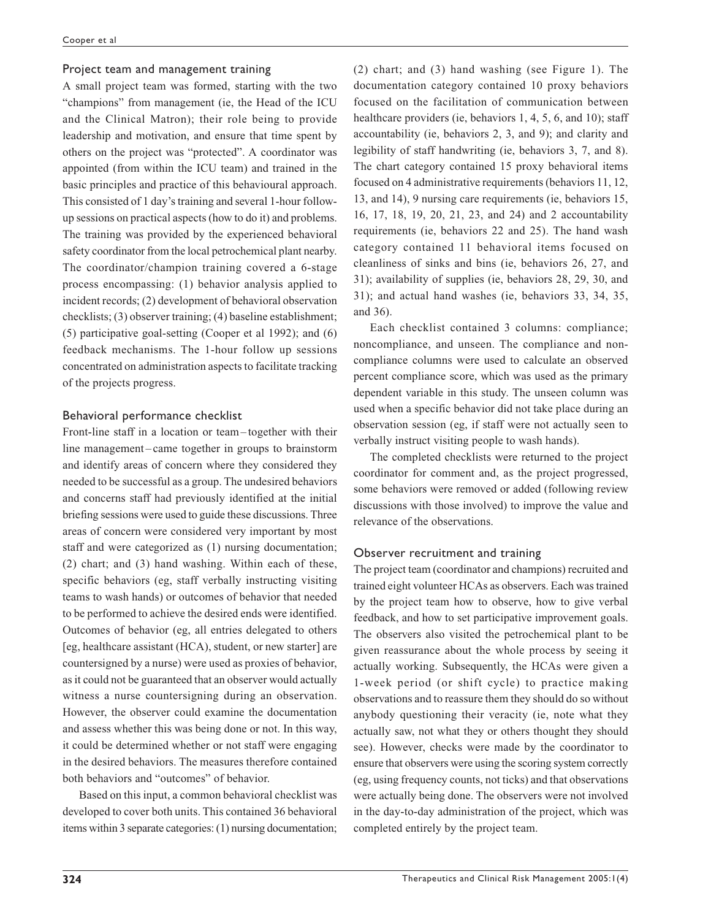## Project team and management training

A small project team was formed, starting with the two "champions" from management (ie, the Head of the ICU and the Clinical Matron); their role being to provide leadership and motivation, and ensure that time spent by others on the project was "protected". A coordinator was appointed (from within the ICU team) and trained in the basic principles and practice of this behavioural approach. This consisted of 1 day's training and several 1-hour follow-up sessions on practical aspects (how to do it) and problems. The training was provided by the experienced behavioral safety coordinator from the local petrochemical plant nearby. The coordinator/champion training covered a 6-stage process encompassing: (1) behavior analysis applied to incident records; (2) development of behavioral observation checklists; (3) observer training; (4) baseline establishment; (5) participative goal-setting (Cooper et al 1992); and (6) feedback mechanisms. The 1-hour follow up sessions concentrated on administration aspects to facilitate tracking of the projects progress.

## Behavioral performance checklist

Front-line staff in a location or team – together with their line management – came together in groups to brainstorm and identify areas of concern where they considered they needed to be successful as a group. The undesired behaviors and concerns staff had previously identified at the initial briefing sessions were used to guide these discussions. Three areas of concern were considered very important by most staff and were categorized as (1) nursing documentation; (2) chart; and (3) hand washing. Within each of these, specific behaviors (eg, staff verbally instructing visiting teams to wash hands) or outcomes of behavior that needed to be performed to achieve the desired ends were identified. Outcomes of behavior (eg, all entries delegated to others [eg, healthcare assistant (HCA), student, or new starter] are countersigned by a nurse) were used as proxies of behavior, as it could not be guaranteed that an observer would actually witness a nurse countersigning during an observation. However, the observer could examine the documentation and assess whether this was being done or not. In this way, it could be determined whether or not staff were engaging in the desired behaviors. The measures therefore contained both behaviors and "outcomes" of behavior.

Based on this input, a common behavioral checklist was developed to cover both units. This contained 36 behavioral items within 3 separate categories: (1) nursing documentation; (2) chart; and (3) hand washing (see Figure 1). The documentation category contained 10 proxy behaviors focused on the facilitation of communication between healthcare providers (ie, behaviors 1, 4, 5, 6, and 10); staff accountability (ie, behaviors 2, 3, and 9); and clarity and legibility of staff handwriting (ie, behaviors 3, 7, and 8). The chart category contained 15 proxy behavioral items focused on 4 administrative requirements (behaviors 11, 12, 13, and 14), 9 nursing care requirements (ie, behaviors 15, 16, 17, 18, 19, 20, 21, 23, and 24) and 2 accountability requirements (ie, behaviors 22 and 25). The hand wash category contained 11 behavioral items focused on cleanliness of sinks and bins (ie, behaviors 26, 27, and 31); availability of supplies (ie, behaviors 28, 29, 30, and 31); and actual hand washes (ie, behaviors 33, 34, 35, and 36).

Each checklist contained 3 columns: compliance; noncompliance, and unseen. The compliance and noncompliance columns were used to calculate an observed percent compliance score, which was used as the primary dependent variable in this study. The unseen column was used when a specific behavior did not take place during an observation session (eg, if staff were not actually seen to verbally instruct visiting people to wash hands).

The completed checklists were returned to the project coordinator for comment and, as the project progressed, some behaviors were removed or added (following review discussions with those involved) to improve the value and relevance of the observations.

## Observer recruitment and training

The project team (coordinator and champions) recruited and trained eight volunteer HCAs as observers. Each was trained by the project team how to observe, how to give verbal feedback, and how to set participative improvement goals. The observers also visited the petrochemical plant to be given reassurance about the whole process by seeing it actually working. Subsequently, the HCAs were given a 1-week period (or shift cycle) to practice making observations and to reassure them they should do so without anybody questioning their veracity (ie, note what they actually saw, not what they or others thought they should see). However, checks were made by the coordinator to ensure that observers were using the scoring system correctly (eg, using frequency counts, not ticks) and that observations were actually being done. The observers were not involved in the day-to-day administration of the project, which was completed entirely by the project team.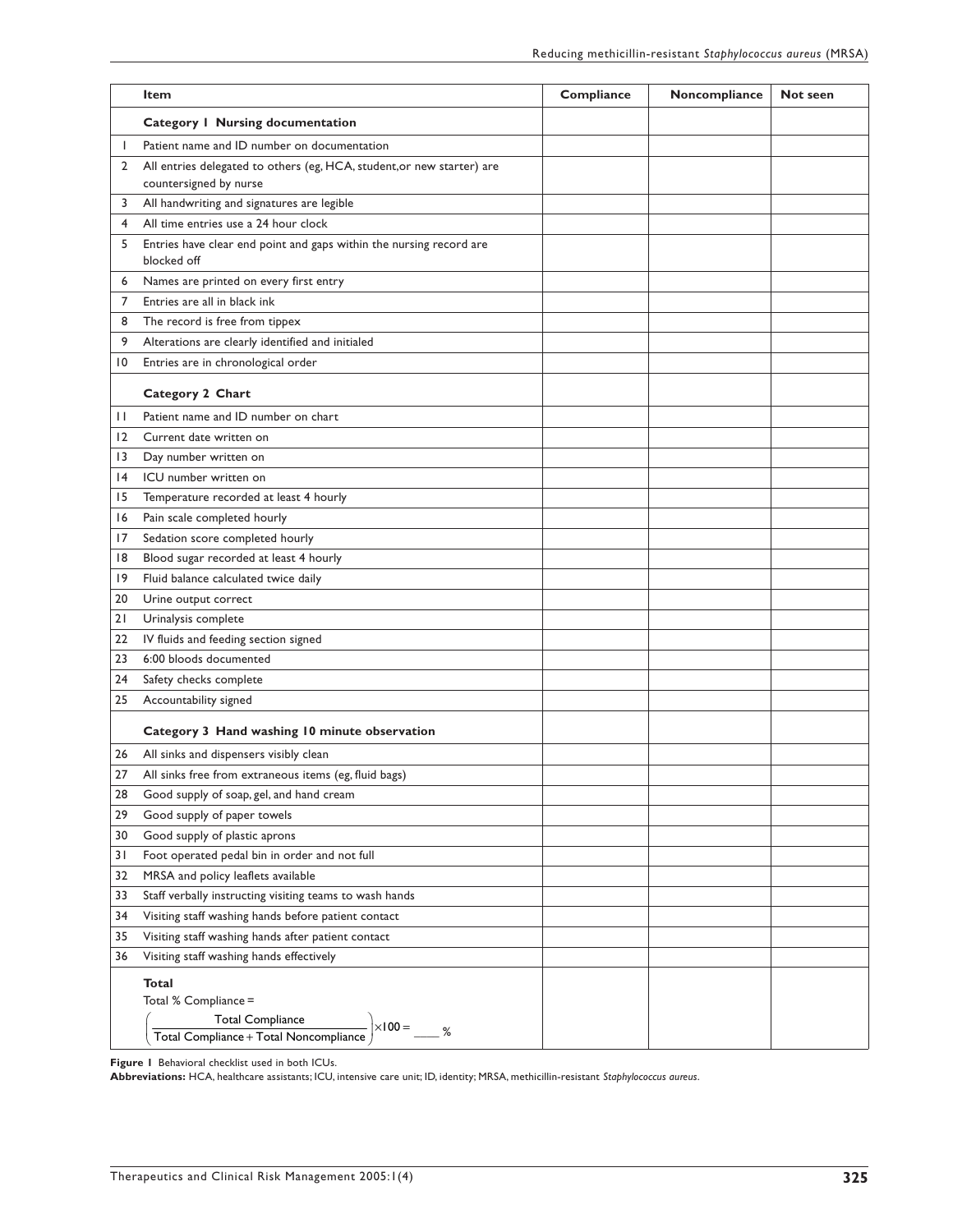| | Item | Compliance | Noncompliance | Not seen |
|---|---|---|---|---|
| | **Category 1 Nursing documentation** | | | |
| 1 | Patient name and ID number on documentation | | | |
| 2 | All entries delegated to others (eg, HCA, student,or new starter) are countersigned by nurse | | | |
| 3 | All handwriting and signatures are legible | | | |
| 4 | All time entries use a 24 hour clock | | | |
| 5 | Entries have clear end point and gaps within the nursing record are blocked off | | | |
| 6 | Names are printed on every first entry | | | |
| 7 | Entries are all in black ink | | | |
| 8 | The record is free from tippex | | | |
| 9 | Alterations are clearly identified and initialed | | | |
| 10 | Entries are in chronological order | | | |
| | **Category 2 Chart** | | | |
| 11 | Patient name and ID number on chart | | | |
| 12 | Current date written on | | | |
| 13 | Day number written on | | | |
| 14 | ICU number written on | | | |
| 15 | Temperature recorded at least 4 hourly | | | |
| 16 | Pain scale completed hourly | | | |
| 17 | Sedation score completed hourly | | | |
| 18 | Blood sugar recorded at least 4 hourly | | | |
| 19 | Fluid balance calculated twice daily | | | |
| 20 | Urine output correct | | | |
| 21 | Urinalysis complete | | | |
| 22 | IV fluids and feeding section signed | | | |
| 23 | 6:00 bloods documented | | | |
| 24 | Safety checks complete | | | |
| 25 | Accountability signed | | | |
| | **Category 3 Hand washing 10 minute observation** | | | |
| 26 | All sinks and dispensers visibly clean | | | |
| 27 | All sinks free from extraneous items (eg, fluid bags) | | | |
| 28 | Good supply of soap, gel, and hand cream | | | |
| 29 | Good supply of paper towels | | | |
| 30 | Good supply of plastic aprons | | | |
| 31 | Foot operated pedal bin in order and not full | | | |
| 32 | MRSA and policy leaflets available | | | |
| 33 | Staff verbally instructing visiting teams to wash hands | | | |
| 34 | Visiting staff washing hands before patient contact | | | |
| 35 | Visiting staff washing hands after patient contact | | | |
| 36 | Visiting staff washing hands effectively | | | |
| | **Total** Total % Compliance = $\left(\frac{\text{Total Compliance}}{\text{Total Compliance} + \text{Total Noncompliance}}\right) \times 100 = \_\_\_\_ \%$ | | | |

**Figure 1** Behavioral checklist used in both ICUs.

**Abbreviations:** HCA, healthcare assistants; ICU, intensive care unit; ID, identity; MRSA, methicillin-resistant *Staphylococcus aureus*.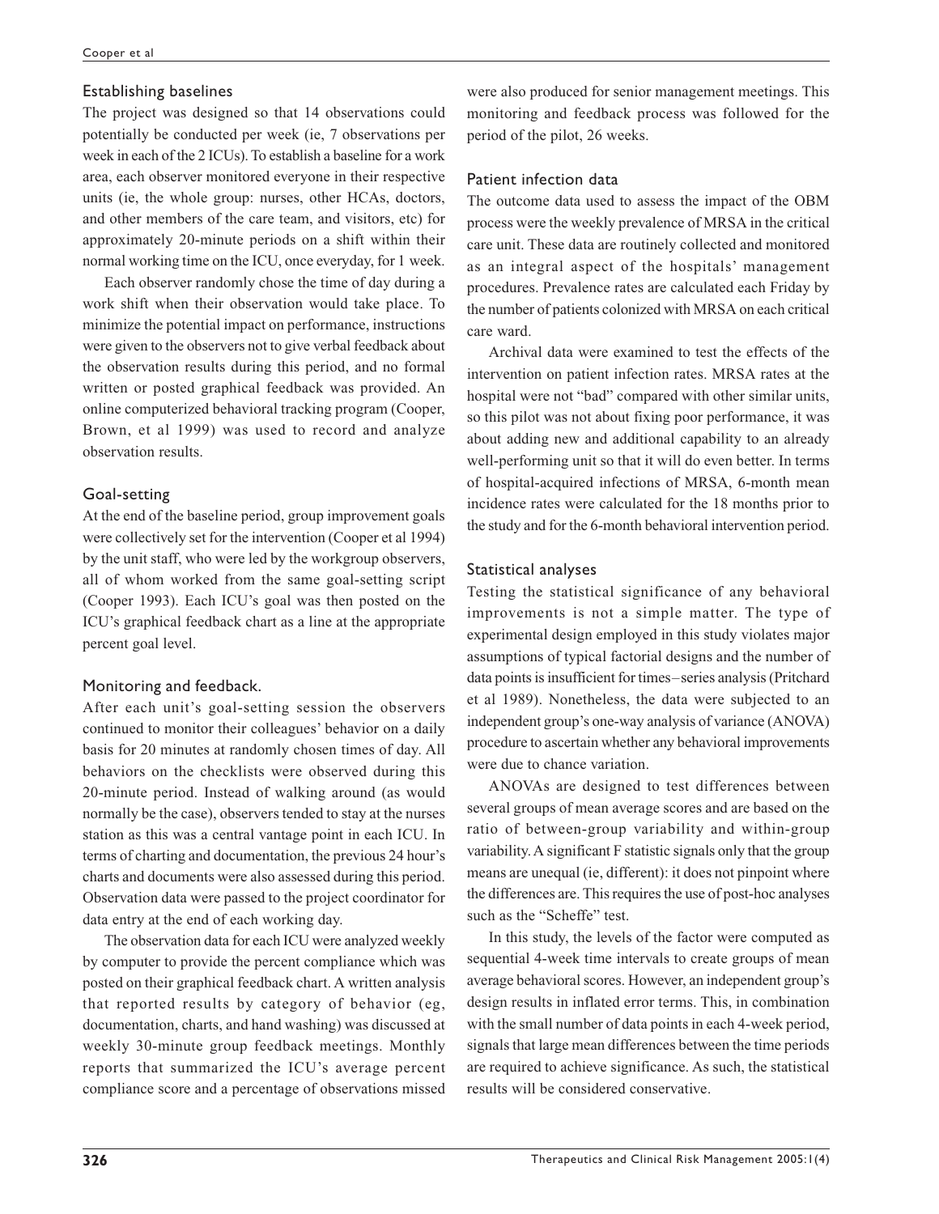## Establishing baselines

The project was designed so that 14 observations could potentially be conducted per week (ie, 7 observations per week in each of the 2 ICUs). To establish a baseline for a work area, each observer monitored everyone in their respective units (ie, the whole group: nurses, other HCAs, doctors, and other members of the care team, and visitors, etc) for approximately 20-minute periods on a shift within their normal working time on the ICU, once everyday, for 1 week.

Each observer randomly chose the time of day during a work shift when their observation would take place. To minimize the potential impact on performance, instructions were given to the observers not to give verbal feedback about the observation results during this period, and no formal written or posted graphical feedback was provided. An online computerized behavioral tracking program (Cooper, Brown, et al 1999) was used to record and analyze observation results.

## Goal-setting

At the end of the baseline period, group improvement goals were collectively set for the intervention (Cooper et al 1994) by the unit staff, who were led by the workgroup observers, all of whom worked from the same goal-setting script (Cooper 1993). Each ICU's goal was then posted on the ICU's graphical feedback chart as a line at the appropriate percent goal level.

## Monitoring and feedback.

After each unit's goal-setting session the observers continued to monitor their colleagues' behavior on a daily basis for 20 minutes at randomly chosen times of day. All behaviors on the checklists were observed during this 20-minute period. Instead of walking around (as would normally be the case), observers tended to stay at the nurses station as this was a central vantage point in each ICU. In terms of charting and documentation, the previous 24 hour's charts and documents were also assessed during this period. Observation data were passed to the project coordinator for data entry at the end of each working day.

The observation data for each ICU were analyzed weekly by computer to provide the percent compliance which was posted on their graphical feedback chart. A written analysis that reported results by category of behavior (eg, documentation, charts, and hand washing) was discussed at weekly 30-minute group feedback meetings. Monthly reports that summarized the ICU's average percent compliance score and a percentage of observations missed were also produced for senior management meetings. This monitoring and feedback process was followed for the period of the pilot, 26 weeks.

## Patient infection data

The outcome data used to assess the impact of the OBM process were the weekly prevalence of MRSA in the critical care unit. These data are routinely collected and monitored as an integral aspect of the hospitals' management procedures. Prevalence rates are calculated each Friday by the number of patients colonized with MRSA on each critical care ward.

Archival data were examined to test the effects of the intervention on patient infection rates. MRSA rates at the hospital were not "bad" compared with other similar units, so this pilot was not about fixing poor performance, it was about adding new and additional capability to an already well-performing unit so that it will do even better. In terms of hospital-acquired infections of MRSA, 6-month mean incidence rates were calculated for the 18 months prior to the study and for the 6-month behavioral intervention period.

## Statistical analyses

Testing the statistical significance of any behavioral improvements is not a simple matter. The type of experimental design employed in this study violates major assumptions of typical factorial designs and the number of data points is insufficient for times–series analysis (Pritchard et al 1989). Nonetheless, the data were subjected to an independent group's one-way analysis of variance (ANOVA) procedure to ascertain whether any behavioral improvements were due to chance variation.

ANOVAs are designed to test differences between several groups of mean average scores and are based on the ratio of between-group variability and within-group variability. A significant F statistic signals only that the group means are unequal (ie, different): it does not pinpoint where the differences are. This requires the use of post-hoc analyses such as the "Scheffe" test.

In this study, the levels of the factor were computed as sequential 4-week time intervals to create groups of mean average behavioral scores. However, an independent group's design results in inflated error terms. This, in combination with the small number of data points in each 4-week period, signals that large mean differences between the time periods are required to achieve significance. As such, the statistical results will be considered conservative.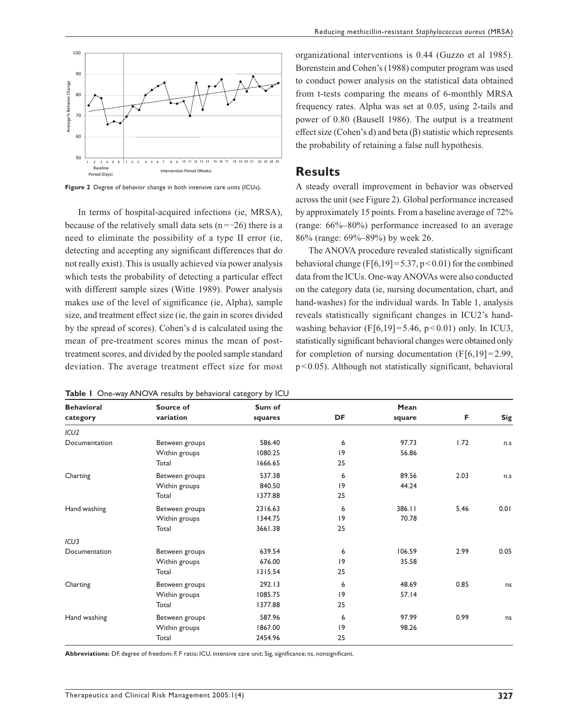Figure 2 Degree of behavior change in both intensive care units (ICUs).

In terms of hospital-acquired infections (ie, MRSA), because of the relatively small data sets (n = −26) there is a need to eliminate the possibility of a type II error (ie, detecting and accepting any significant differences that do not really exist). This is usually achieved via power analysis which tests the probability of detecting a particular effect with different sample sizes (Witte 1989). Power analysis makes use of the level of significance (ie, Alpha), sample size, and treatment effect size (ie, the gain in scores divided by the spread of scores). Cohen's d is calculated using the mean of pre-treatment scores minus the mean of post-treatment scores, and divided by the pooled sample standard deviation. The average treatment effect size for most organizational interventions is 0.44 (Guzzo et al 1985). Borenstein and Cohen's (1988) computer program was used to conduct power analysis on the statistical data obtained from t-tests comparing the means of 6-monthly MRSA frequency rates. Alpha was set at 0.05, using 2-tails and power of 0.80 (Bausell 1986). The output is a treatment effect size (Cohen's d) and beta ($\beta$) statistic which represents the probability of retaining a false null hypothesis.

## Results

A steady overall improvement in behavior was observed across the unit (see Figure 2). Global performance increased by approximately 15 points. From a baseline average of 72% (range: 66%–80%) performance increased to an average 86% (range: 69%–89%) by week 26.

The ANOVA procedure revealed statistically significant behavioral change ($F[6,19] = 5.37$, $p < 0.01$) for the combined data from the ICUs. One-way ANOVAs were also conducted on the category data (ie, nursing documentation, chart, and hand-washes) for the individual wards. In Table 1, analysis reveals statistically significant changes in ICU2's hand-washing behavior ($F[6,19] = 5.46$, $p < 0.01$) only. In ICU3, statistically significant behavioral changes were obtained only for completion of nursing documentation ($F[6,19] = 2.99$, $p < 0.05$). Although not statistically significant, behavioral

**Table 1** One-way ANOVA results by behavioral category by ICU

| Behavioral category | Source of variation | Sum of squares | DF | Mean square | F | Sig |
|---|---|---|---|---|---|---|
| *ICU2* | | | | | | |
| Documentation | Between groups | 586.40 | 6 | 97.73 | 1.72 | n.s |
| | Within groups | 1080.25 | 19 | 56.86 | | |
| | Total | 1666.65 | 25 | | | |
| Charting | Between groups | 537.38 | 6 | 89.56 | 2.03 | n.s |
| | Within groups | 840.50 | 19 | 44.24 | | |
| | Total | 1377.88 | 25 | | | |
| Hand washing | Between groups | 2316.63 | 6 | 386.11 | 5.46 | 0.01 |
| | Within groups | 1344.75 | 19 | 70.78 | | |
| | Total | 3661.38 | 25 | | | |
| *ICU3* | | | | | | |
| Documentation | Between groups | 639.54 | 6 | 106.59 | 2.99 | 0.05 |
| | Within groups | 676.00 | 19 | 35.58 | | |
| | Total | 1315.54 | 25 | | | |
| Charting | Between groups | 292.13 | 6 | 48.69 | 0.85 | ns |
| | Within groups | 1085.75 | 19 | 57.14 | | |
| | Total | 1377.88 | 25 | | | |
| Hand washing | Between groups | 587.96 | 6 | 97.99 | 0.99 | ns |
| | Within groups | 1867.00 | 19 | 98.26 | | |
| | Total | 2454.96 | 25 | | | |

**Abbreviations:** DF, degree of freedom; F, F ratio; ICU, intensive care unit; Sig, significance; ns, nonsignificant.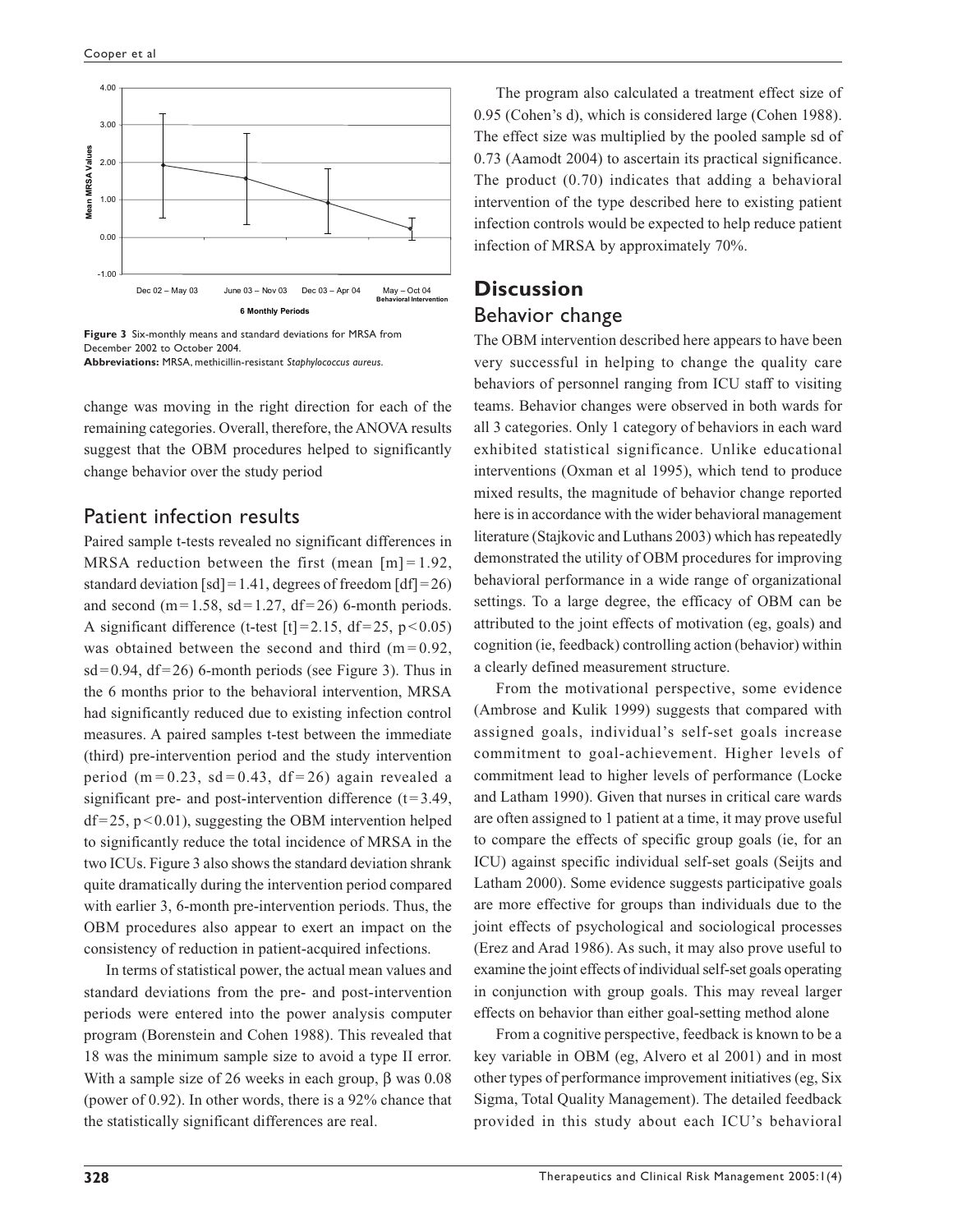Figure 3 Six-monthly means and standard deviations for MRSA from December 2002 to October 2004.
**Abbreviations:** MRSA, methicillin-resistant *Staphylococcus aureus*.

change was moving in the right direction for each of the remaining categories. Overall, therefore, the ANOVA results suggest that the OBM procedures helped to significantly change behavior over the study period

## Patient infection results

Paired sample t-tests revealed no significant differences in MRSA reduction between the first (mean [m] = 1.92, standard deviation [sd] = 1.41, degrees of freedom [df] = 26) and second (m = 1.58, sd = 1.27, df = 26) 6-month periods. A significant difference (t-test [t] = 2.15, df = 25, $p < 0.05$) was obtained between the second and third (m = 0.92, sd = 0.94, df = 26) 6-month periods (see Figure 3). Thus in the 6 months prior to the behavioral intervention, MRSA had significantly reduced due to existing infection control measures. A paired samples t-test between the immediate (third) pre-intervention period and the study intervention period (m = 0.23, sd = 0.43, df = 26) again revealed a significant pre- and post-intervention difference (t = 3.49, df = 25, $p < 0.01$), suggesting the OBM intervention helped to significantly reduce the total incidence of MRSA in the two ICUs. Figure 3 also shows the standard deviation shrank quite dramatically during the intervention period compared with earlier 3, 6-month pre-intervention periods. Thus, the OBM procedures also appear to exert an impact on the consistency of reduction in patient-acquired infections.

In terms of statistical power, the actual mean values and standard deviations from the pre- and post-intervention periods were entered into the power analysis computer program (Borenstein and Cohen 1988). This revealed that 18 was the minimum sample size to avoid a type II error. With a sample size of 26 weeks in each group, β was 0.08 (power of 0.92). In other words, there is a 92% chance that the statistically significant differences are real.

The program also calculated a treatment effect size of 0.95 (Cohen's d), which is considered large (Cohen 1988). The effect size was multiplied by the pooled sample sd of 0.73 (Aamodt 2004) to ascertain its practical significance. The product (0.70) indicates that adding a behavioral intervention of the type described here to existing patient infection controls would be expected to help reduce patient infection of MRSA by approximately 70%.

# Discussion

## Behavior change

The OBM intervention described here appears to have been very successful in helping to change the quality care behaviors of personnel ranging from ICU staff to visiting teams. Behavior changes were observed in both wards for all 3 categories. Only 1 category of behaviors in each ward exhibited statistical significance. Unlike educational interventions (Oxman et al 1995), which tend to produce mixed results, the magnitude of behavior change reported here is in accordance with the wider behavioral management literature (Stajkovic and Luthans 2003) which has repeatedly demonstrated the utility of OBM procedures for improving behavioral performance in a wide range of organizational settings. To a large degree, the efficacy of OBM can be attributed to the joint effects of motivation (eg, goals) and cognition (ie, feedback) controlling action (behavior) within a clearly defined measurement structure.

From the motivational perspective, some evidence (Ambrose and Kulik 1999) suggests that compared with assigned goals, individual's self-set goals increase commitment to goal-achievement. Higher levels of commitment lead to higher levels of performance (Locke and Latham 1990). Given that nurses in critical care wards are often assigned to 1 patient at a time, it may prove useful to compare the effects of specific group goals (ie, for an ICU) against specific individual self-set goals (Seijts and Latham 2000). Some evidence suggests participative goals are more effective for groups than individuals due to the joint effects of psychological and sociological processes (Erez and Arad 1986). As such, it may also prove useful to examine the joint effects of individual self-set goals operating in conjunction with group goals. This may reveal larger effects on behavior than either goal-setting method alone

From a cognitive perspective, feedback is known to be a key variable in OBM (eg, Alvero et al 2001) and in most other types of performance improvement initiatives (eg, Six Sigma, Total Quality Management). The detailed feedback provided in this study about each ICU's behavioral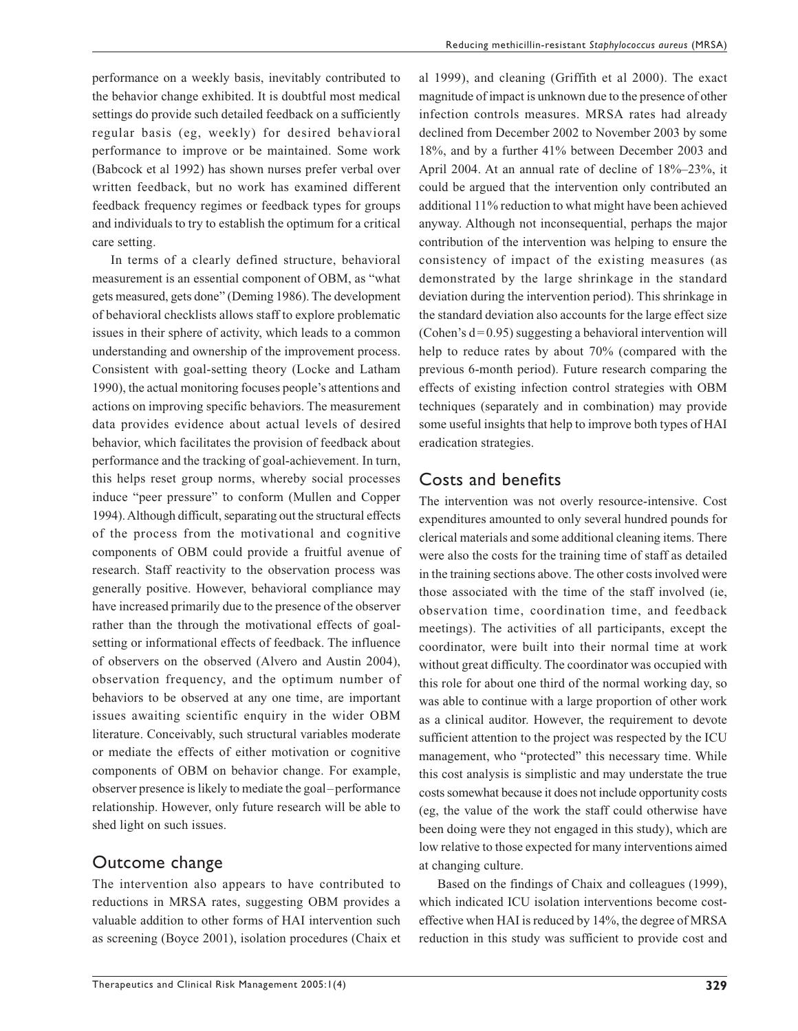performance on a weekly basis, inevitably contributed to the behavior change exhibited. It is doubtful most medical settings do provide such detailed feedback on a sufficiently regular basis (eg, weekly) for desired behavioral performance to improve or be maintained. Some work (Babcock et al 1992) has shown nurses prefer verbal over written feedback, but no work has examined different feedback frequency regimes or feedback types for groups and individuals to try to establish the optimum for a critical care setting.

In terms of a clearly defined structure, behavioral measurement is an essential component of OBM, as "what gets measured, gets done" (Deming 1986). The development of behavioral checklists allows staff to explore problematic issues in their sphere of activity, which leads to a common understanding and ownership of the improvement process. Consistent with goal-setting theory (Locke and Latham 1990), the actual monitoring focuses people's attentions and actions on improving specific behaviors. The measurement data provides evidence about actual levels of desired behavior, which facilitates the provision of feedback about performance and the tracking of goal-achievement. In turn, this helps reset group norms, whereby social processes induce "peer pressure" to conform (Mullen and Copper 1994). Although difficult, separating out the structural effects of the process from the motivational and cognitive components of OBM could provide a fruitful avenue of research. Staff reactivity to the observation process was generally positive. However, behavioral compliance may have increased primarily due to the presence of the observer rather than the through the motivational effects of goal-setting or informational effects of feedback. The influence of observers on the observed (Alvero and Austin 2004), observation frequency, and the optimum number of behaviors to be observed at any one time, are important issues awaiting scientific enquiry in the wider OBM literature. Conceivably, such structural variables moderate or mediate the effects of either motivation or cognitive components of OBM on behavior change. For example, observer presence is likely to mediate the goal–performance relationship. However, only future research will be able to shed light on such issues.

## Outcome change

The intervention also appears to have contributed to reductions in MRSA rates, suggesting OBM provides a valuable addition to other forms of HAI intervention such as screening (Boyce 2001), isolation procedures (Chaix et al 1999), and cleaning (Griffith et al 2000). The exact magnitude of impact is unknown due to the presence of other infection controls measures. MRSA rates had already declined from December 2002 to November 2003 by some 18%, and by a further 41% between December 2003 and April 2004. At an annual rate of decline of 18%–23%, it could be argued that the intervention only contributed an additional 11% reduction to what might have been achieved anyway. Although not inconsequential, perhaps the major contribution of the intervention was helping to ensure the consistency of impact of the existing measures (as demonstrated by the large shrinkage in the standard deviation during the intervention period). This shrinkage in the standard deviation also accounts for the large effect size (Cohen's $d = 0.95$) suggesting a behavioral intervention will help to reduce rates by about 70% (compared with the previous 6-month period). Future research comparing the effects of existing infection control strategies with OBM techniques (separately and in combination) may provide some useful insights that help to improve both types of HAI eradication strategies.

## Costs and benefits

The intervention was not overly resource-intensive. Cost expenditures amounted to only several hundred pounds for clerical materials and some additional cleaning items. There were also the costs for the training time of staff as detailed in the training sections above. The other costs involved were those associated with the time of the staff involved (ie, observation time, coordination time, and feedback meetings). The activities of all participants, except the coordinator, were built into their normal time at work without great difficulty. The coordinator was occupied with this role for about one third of the normal working day, so was able to continue with a large proportion of other work as a clinical auditor. However, the requirement to devote sufficient attention to the project was respected by the ICU management, who "protected" this necessary time. While this cost analysis is simplistic and may understate the true costs somewhat because it does not include opportunity costs (eg, the value of the work the staff could otherwise have been doing were they not engaged in this study), which are low relative to those expected for many interventions aimed at changing culture.

Based on the findings of Chaix and colleagues (1999), which indicated ICU isolation interventions become cost-effective when HAI is reduced by 14%, the degree of MRSA reduction in this study was sufficient to provide cost and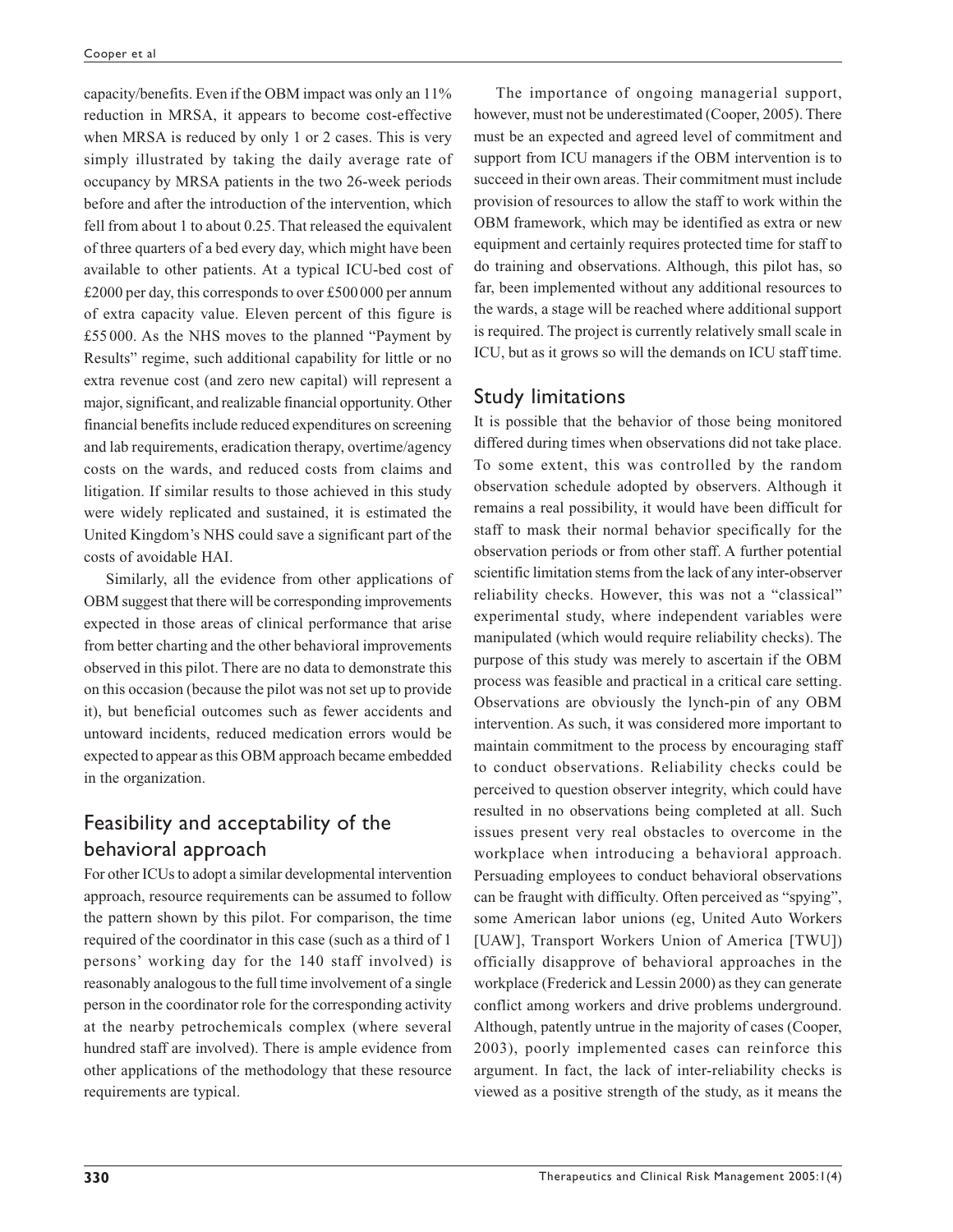capacity/benefits. Even if the OBM impact was only an 11% reduction in MRSA, it appears to become cost-effective when MRSA is reduced by only 1 or 2 cases. This is very simply illustrated by taking the daily average rate of occupancy by MRSA patients in the two 26-week periods before and after the introduction of the intervention, which fell from about 1 to about 0.25. That released the equivalent of three quarters of a bed every day, which might have been available to other patients. At a typical ICU-bed cost of £2000 per day, this corresponds to over £500 000 per annum of extra capacity value. Eleven percent of this figure is £55 000. As the NHS moves to the planned "Payment by Results" regime, such additional capability for little or no extra revenue cost (and zero new capital) will represent a major, significant, and realizable financial opportunity. Other financial benefits include reduced expenditures on screening and lab requirements, eradication therapy, overtime/agency costs on the wards, and reduced costs from claims and litigation. If similar results to those achieved in this study were widely replicated and sustained, it is estimated the United Kingdom's NHS could save a significant part of the costs of avoidable HAI.

Similarly, all the evidence from other applications of OBM suggest that there will be corresponding improvements expected in those areas of clinical performance that arise from better charting and the other behavioral improvements observed in this pilot. There are no data to demonstrate this on this occasion (because the pilot was not set up to provide it), but beneficial outcomes such as fewer accidents and untoward incidents, reduced medication errors would be expected to appear as this OBM approach became embedded in the organization.

## Feasibility and acceptability of the behavioral approach

For other ICUs to adopt a similar developmental intervention approach, resource requirements can be assumed to follow the pattern shown by this pilot. For comparison, the time required of the coordinator in this case (such as a third of 1 persons' working day for the 140 staff involved) is reasonably analogous to the full time involvement of a single person in the coordinator role for the corresponding activity at the nearby petrochemicals complex (where several hundred staff are involved). There is ample evidence from other applications of the methodology that these resource requirements are typical.

The importance of ongoing managerial support, however, must not be underestimated (Cooper, 2005). There must be an expected and agreed level of commitment and support from ICU managers if the OBM intervention is to succeed in their own areas. Their commitment must include provision of resources to allow the staff to work within the OBM framework, which may be identified as extra or new equipment and certainly requires protected time for staff to do training and observations. Although, this pilot has, so far, been implemented without any additional resources to the wards, a stage will be reached where additional support is required. The project is currently relatively small scale in ICU, but as it grows so will the demands on ICU staff time.

## Study limitations

It is possible that the behavior of those being monitored differed during times when observations did not take place. To some extent, this was controlled by the random observation schedule adopted by observers. Although it remains a real possibility, it would have been difficult for staff to mask their normal behavior specifically for the observation periods or from other staff. A further potential scientific limitation stems from the lack of any inter-observer reliability checks. However, this was not a "classical" experimental study, where independent variables were manipulated (which would require reliability checks). The purpose of this study was merely to ascertain if the OBM process was feasible and practical in a critical care setting. Observations are obviously the lynch-pin of any OBM intervention. As such, it was considered more important to maintain commitment to the process by encouraging staff to conduct observations. Reliability checks could be perceived to question observer integrity, which could have resulted in no observations being completed at all. Such issues present very real obstacles to overcome in the workplace when introducing a behavioral approach. Persuading employees to conduct behavioral observations can be fraught with difficulty. Often perceived as "spying", some American labor unions (eg, United Auto Workers [UAW], Transport Workers Union of America [TWU]) officially disapprove of behavioral approaches in the workplace (Frederick and Lessin 2000) as they can generate conflict among workers and drive problems underground. Although, patently untrue in the majority of cases (Cooper, 2003), poorly implemented cases can reinforce this argument. In fact, the lack of inter-reliability checks is viewed as a positive strength of the study, as it means the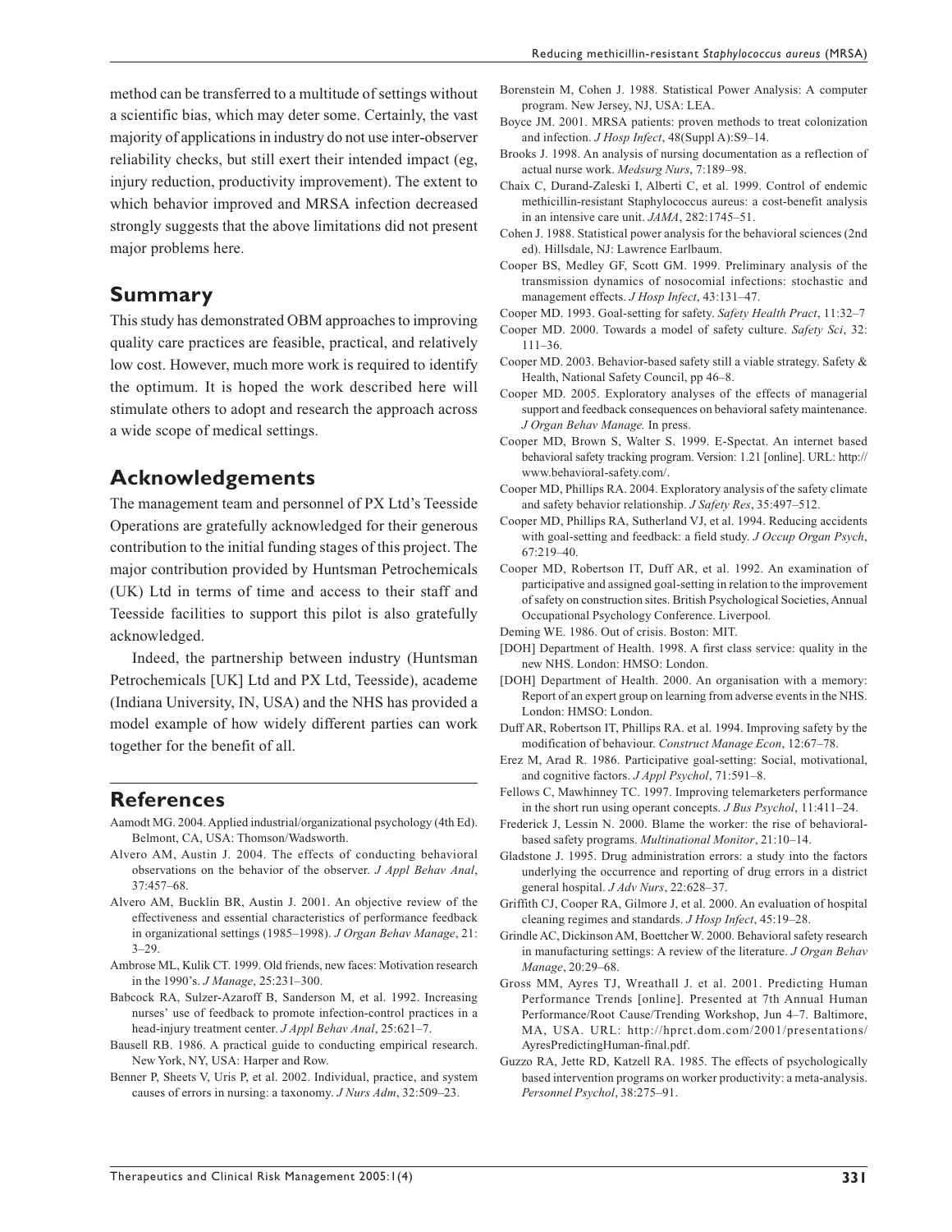method can be transferred to a multitude of settings without a scientific bias, which may deter some. Certainly, the vast majority of applications in industry do not use inter-observer reliability checks, but still exert their intended impact (eg, injury reduction, productivity improvement). The extent to which behavior improved and MRSA infection decreased strongly suggests that the above limitations did not present major problems here.

## Summary

This study has demonstrated OBM approaches to improving quality care practices are feasible, practical, and relatively low cost. However, much more work is required to identify the optimum. It is hoped the work described here will stimulate others to adopt and research the approach across a wide scope of medical settings.

## Acknowledgements

The management team and personnel of PX Ltd's Teesside Operations are gratefully acknowledged for their generous contribution to the initial funding stages of this project. The major contribution provided by Huntsman Petrochemicals (UK) Ltd in terms of time and access to their staff and Teesside facilities to support this pilot is also gratefully acknowledged.

Indeed, the partnership between industry (Huntsman Petrochemicals [UK] Ltd and PX Ltd, Teesside), academe (Indiana University, IN, USA) and the NHS has provided a model example of how widely different parties can work together for the benefit of all.

## References

Aamodt MG. 2004. Applied industrial/organizational psychology (4th Ed). Belmont, CA, USA: Thomson/Wadsworth.

Alvero AM, Austin J. 2004. The effects of conducting behavioral observations on the behavior of the observer. *J Appl Behav Anal*, 37:457–68.

Alvero AM, Bucklin BR, Austin J. 2001. An objective review of the effectiveness and essential characteristics of performance feedback in organizational settings (1985–1998). *J Organ Behav Manage*, 21: 3–29.

Ambrose ML, Kulik CT. 1999. Old friends, new faces: Motivation research in the 1990's. *J Manage*, 25:231–300.

Babcock RA, Sulzer-Azaroff B, Sanderson M, et al. 1992. Increasing nurses' use of feedback to promote infection-control practices in a head-injury treatment center. *J Appl Behav Anal*, 25:621–7.

Bausell RB. 1986. A practical guide to conducting empirical research. New York, NY, USA: Harper and Row.

Benner P, Sheets V, Uris P, et al. 2002. Individual, practice, and system causes of errors in nursing: a taxonomy. *J Nurs Adm*, 32:509–23.

Borenstein M, Cohen J. 1988. Statistical Power Analysis: A computer program. New Jersey, NJ, USA: LEA.

Boyce JM. 2001. MRSA patients: proven methods to treat colonization and infection. *J Hosp Infect*, 48(Suppl A):S9–14.

Brooks J. 1998. An analysis of nursing documentation as a reflection of actual nurse work. *Medsurg Nurs*, 7:189–98.

Chaix C, Durand-Zaleski I, Alberti C, et al. 1999. Control of endemic methicillin-resistant Staphylococcus aureus: a cost-benefit analysis in an intensive care unit. *JAMA*, 282:1745–51.

Cohen J. 1988. Statistical power analysis for the behavioral sciences (2nd ed). Hillsdale, NJ: Lawrence Earlbaum.

Cooper BS, Medley GF, Scott GM. 1999. Preliminary analysis of the transmission dynamics of nosocomial infections: stochastic and management effects. *J Hosp Infect*, 43:131–47.

Cooper MD. 1993. Goal-setting for safety. *Safety Health Pract*, 11:32–7

Cooper MD. 2000. Towards a model of safety culture. *Safety Sci*, 32: 111–36.

Cooper MD. 2003. Behavior-based safety still a viable strategy. Safety & Health, National Safety Council, pp 46–8.

Cooper MD. 2005. Exploratory analyses of the effects of managerial support and feedback consequences on behavioral safety maintenance. *J Organ Behav Manage.* In press.

Cooper MD, Brown S, Walter S. 1999. E-Spectat. An internet based behavioral safety tracking program. Version: 1.21 [online]. URL: http://www.behavioral-safety.com/.

Cooper MD, Phillips RA. 2004. Exploratory analysis of the safety climate and safety behavior relationship. *J Safety Res*, 35:497–512.

Cooper MD, Phillips RA, Sutherland VJ, et al. 1994. Reducing accidents with goal-setting and feedback: a field study. *J Occup Organ Psych*, 67:219–40.

Cooper MD, Robertson IT, Duff AR, et al. 1992. An examination of participative and assigned goal-setting in relation to the improvement of safety on construction sites. British Psychological Societies, Annual Occupational Psychology Conference. Liverpool.

Deming WE. 1986. Out of crisis. Boston: MIT.

[DOH] Department of Health. 1998. A first class service: quality in the new NHS. London: HMSO: London.

[DOH] Department of Health. 2000. An organisation with a memory: Report of an expert group on learning from adverse events in the NHS. London: HMSO: London.

Duff AR, Robertson IT, Phillips RA. et al. 1994. Improving safety by the modification of behaviour. *Construct Manage Econ*, 12:67–78.

Erez M, Arad R. 1986. Participative goal-setting: Social, motivational, and cognitive factors. *J Appl Psychol*, 71:591–8.

Fellows C, Mawhinney TC. 1997. Improving telemarketers performance in the short run using operant concepts. *J Bus Psychol*, 11:411–24.

Frederick J, Lessin N. 2000. Blame the worker: the rise of behavioral-based safety programs. *Multinational Monitor*, 21:10–14.

Gladstone J. 1995. Drug administration errors: a study into the factors underlying the occurrence and reporting of drug errors in a district general hospital. *J Adv Nurs*, 22:628–37.

Griffith CJ, Cooper RA, Gilmore J, et al. 2000. An evaluation of hospital cleaning regimes and standards. *J Hosp Infect*, 45:19–28.

Grindle AC, Dickinson AM, Boettcher W. 2000. Behavioral safety research in manufacturing settings: A review of the literature. *J Organ Behav Manage*, 20:29–68.

Gross MM, Ayres TJ, Wreathall J. et al. 2001. Predicting Human Performance Trends [online]. Presented at 7th Annual Human Performance/Root Cause/Trending Workshop, Jun 4–7. Baltimore, MA, USA. URL: http://hprct.dom.com/2001/presentations/AyresPredictingHuman-final.pdf.

Guzzo RA, Jette RD, Katzell RA. 1985. The effects of psychologically based intervention programs on worker productivity: a meta-analysis. *Personnel Psychol*, 38:275–91.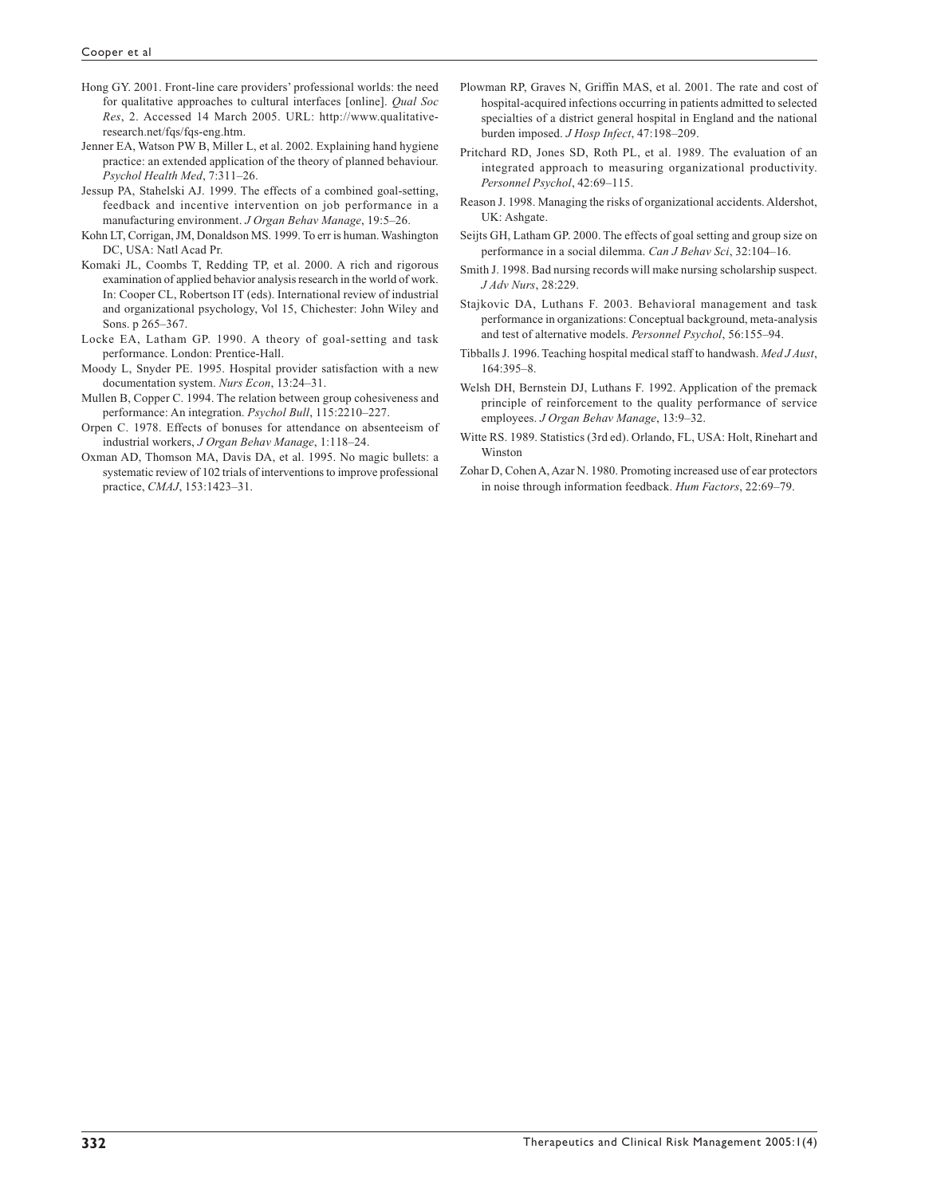Hong GY. 2001. Front-line care providers' professional worlds: the need for qualitative approaches to cultural interfaces [online]. *Qual Soc Res*, 2. Accessed 14 March 2005. URL: http://www.qualitative-research.net/fqs/fqs-eng.htm.

Jenner EA, Watson PW B, Miller L, et al. 2002. Explaining hand hygiene practice: an extended application of the theory of planned behaviour. *Psychol Health Med*, 7:311–26.

Jessup PA, Stahelski AJ. 1999. The effects of a combined goal-setting, feedback and incentive intervention on job performance in a manufacturing environment. *J Organ Behav Manage*, 19:5–26.

Kohn LT, Corrigan, JM, Donaldson MS. 1999. To err is human. Washington DC, USA: Natl Acad Pr.

Komaki JL, Coombs T, Redding TP, et al. 2000. A rich and rigorous examination of applied behavior analysis research in the world of work. In: Cooper CL, Robertson IT (eds). International review of industrial and organizational psychology, Vol 15, Chichester: John Wiley and Sons. p 265–367.

Locke EA, Latham GP. 1990. A theory of goal-setting and task performance. London: Prentice-Hall.

Moody L, Snyder PE. 1995. Hospital provider satisfaction with a new documentation system. *Nurs Econ*, 13:24–31.

Mullen B, Copper C. 1994. The relation between group cohesiveness and performance: An integration. *Psychol Bull*, 115:2210–227.

Orpen C. 1978. Effects of bonuses for attendance on absenteeism of industrial workers, *J Organ Behav Manage*, 1:118–24.

Oxman AD, Thomson MA, Davis DA, et al. 1995. No magic bullets: a systematic review of 102 trials of interventions to improve professional practice, *CMAJ*, 153:1423–31.

Plowman RP, Graves N, Griffin MAS, et al. 2001. The rate and cost of hospital-acquired infections occurring in patients admitted to selected specialties of a district general hospital in England and the national burden imposed. *J Hosp Infect*, 47:198–209.

Pritchard RD, Jones SD, Roth PL, et al. 1989. The evaluation of an integrated approach to measuring organizational productivity. *Personnel Psychol*, 42:69–115.

Reason J. 1998. Managing the risks of organizational accidents. Aldershot, UK: Ashgate.

Seijts GH, Latham GP. 2000. The effects of goal setting and group size on performance in a social dilemma. *Can J Behav Sci*, 32:104–16.

Smith J. 1998. Bad nursing records will make nursing scholarship suspect. *J Adv Nurs*, 28:229.

Stajkovic DA, Luthans F. 2003. Behavioral management and task performance in organizations: Conceptual background, meta-analysis and test of alternative models. *Personnel Psychol*, 56:155–94.

Tibballs J. 1996. Teaching hospital medical staff to handwash. *Med J Aust*, 164:395–8.

Welsh DH, Bernstein DJ, Luthans F. 1992. Application of the premack principle of reinforcement to the quality performance of service employees. *J Organ Behav Manage*, 13:9–32.

Witte RS. 1989. Statistics (3rd ed). Orlando, FL, USA: Holt, Rinehart and Winston

Zohar D, Cohen A, Azar N. 1980. Promoting increased use of ear protectors in noise through information feedback. *Hum Factors*, 22:69–79.